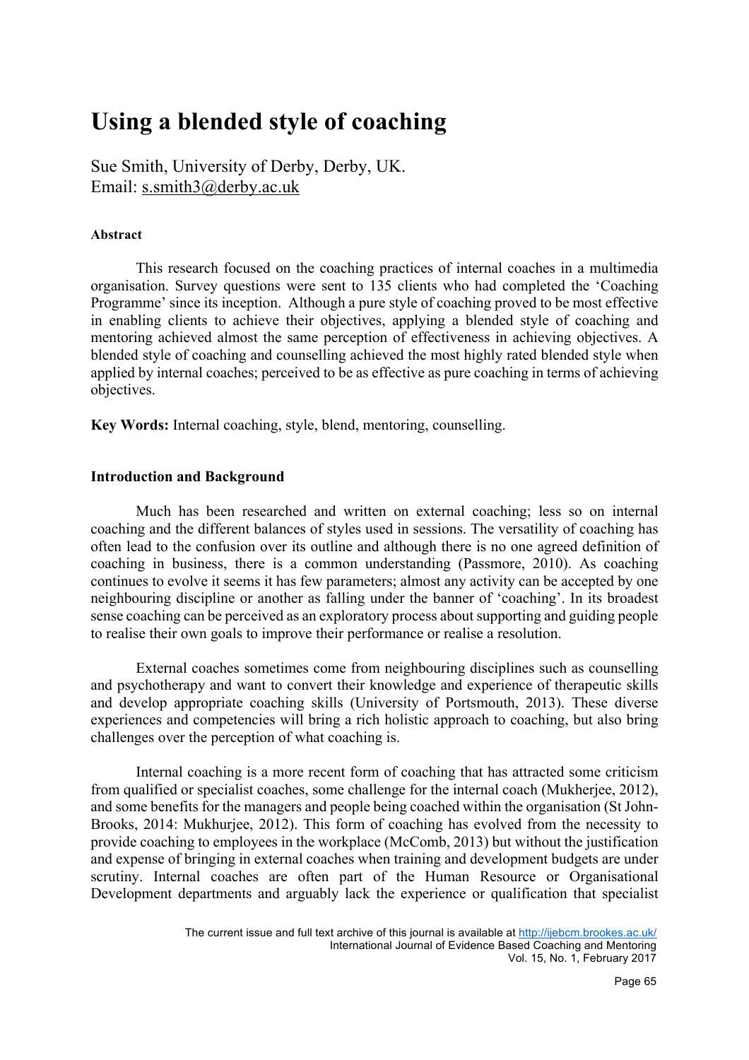# Using a blended style of coaching

Sue Smith, University of Derby, Derby, UK.
Email: s.smith3@derby.ac.uk

#### Abstract

This research focused on the coaching practices of internal coaches in a multimedia organisation. Survey questions were sent to 135 clients who had completed the 'Coaching Programme' since its inception. Although a pure style of coaching proved to be most effective in enabling clients to achieve their objectives, applying a blended style of coaching and mentoring achieved almost the same perception of effectiveness in achieving objectives. A blended style of coaching and counselling achieved the most highly rated blended style when applied by internal coaches; perceived to be as effective as pure coaching in terms of achieving objectives.

**Key Words:** Internal coaching, style, blend, mentoring, counselling.

## Introduction and Background

Much has been researched and written on external coaching; less so on internal coaching and the different balances of styles used in sessions. The versatility of coaching has often lead to the confusion over its outline and although there is no one agreed definition of coaching in business, there is a common understanding (Passmore, 2010). As coaching continues to evolve it seems it has few parameters; almost any activity can be accepted by one neighbouring discipline or another as falling under the banner of 'coaching'. In its broadest sense coaching can be perceived as an exploratory process about supporting and guiding people to realise their own goals to improve their performance or realise a resolution.

External coaches sometimes come from neighbouring disciplines such as counselling and psychotherapy and want to convert their knowledge and experience of therapeutic skills and develop appropriate coaching skills (University of Portsmouth, 2013). These diverse experiences and competencies will bring a rich holistic approach to coaching, but also bring challenges over the perception of what coaching is.

Internal coaching is a more recent form of coaching that has attracted some criticism from qualified or specialist coaches, some challenge for the internal coach (Mukherjee, 2012), and some benefits for the managers and people being coached within the organisation (St John-Brooks, 2014: Mukhurjee, 2012). This form of coaching has evolved from the necessity to provide coaching to employees in the workplace (McComb, 2013) but without the justification and expense of bringing in external coaches when training and development budgets are under scrutiny. Internal coaches are often part of the Human Resource or Organisational Development departments and arguably lack the experience or qualification that specialist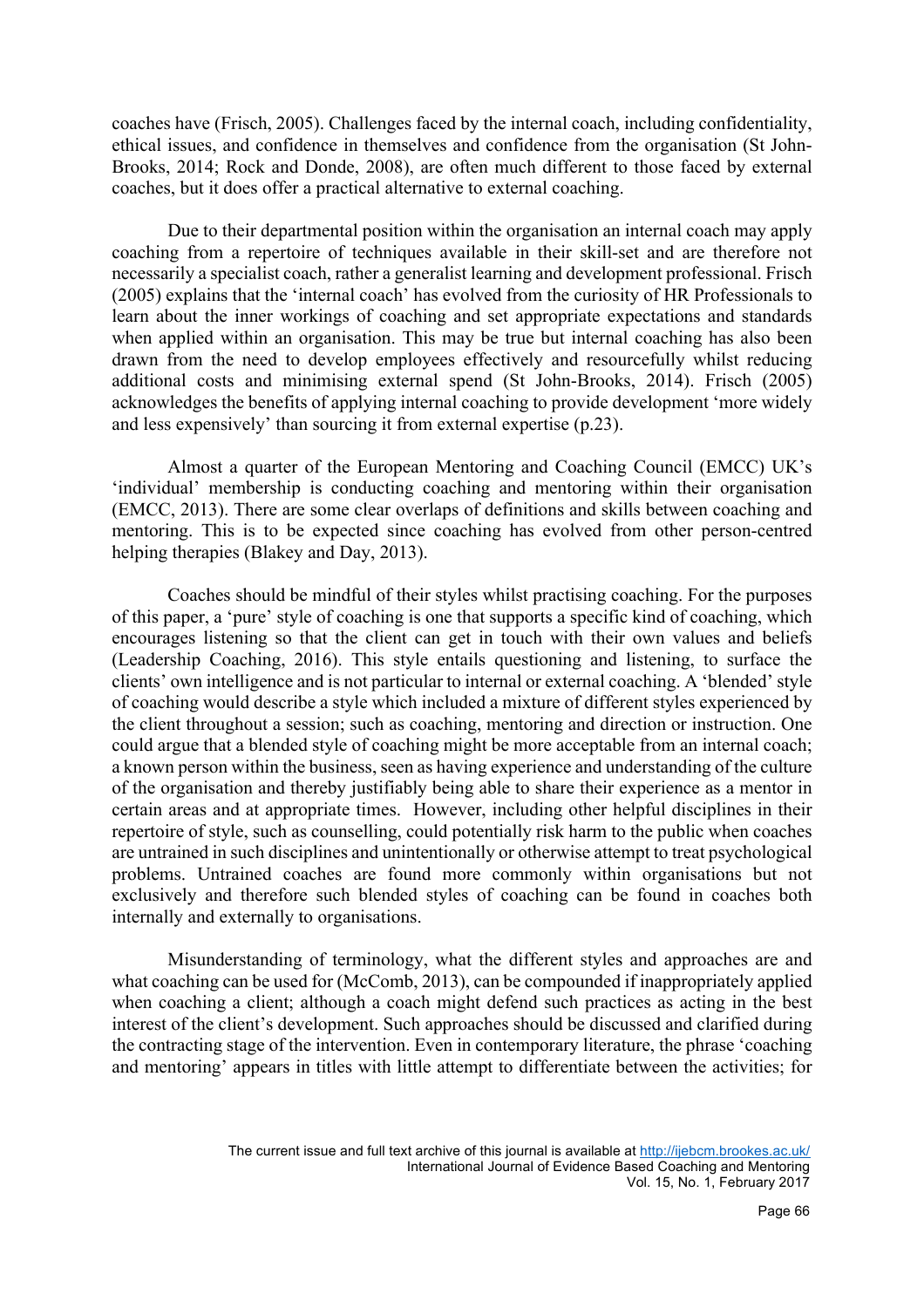coaches have (Frisch, 2005). Challenges faced by the internal coach, including confidentiality, ethical issues, and confidence in themselves and confidence from the organisation (St John-Brooks, 2014; Rock and Donde, 2008), are often much different to those faced by external coaches, but it does offer a practical alternative to external coaching.

Due to their departmental position within the organisation an internal coach may apply coaching from a repertoire of techniques available in their skill-set and are therefore not necessarily a specialist coach, rather a generalist learning and development professional. Frisch (2005) explains that the 'internal coach' has evolved from the curiosity of HR Professionals to learn about the inner workings of coaching and set appropriate expectations and standards when applied within an organisation. This may be true but internal coaching has also been drawn from the need to develop employees effectively and resourcefully whilst reducing additional costs and minimising external spend (St John-Brooks, 2014). Frisch (2005) acknowledges the benefits of applying internal coaching to provide development 'more widely and less expensively' than sourcing it from external expertise (p.23).

Almost a quarter of the European Mentoring and Coaching Council (EMCC) UK's 'individual' membership is conducting coaching and mentoring within their organisation (EMCC, 2013). There are some clear overlaps of definitions and skills between coaching and mentoring. This is to be expected since coaching has evolved from other person-centred helping therapies (Blakey and Day, 2013).

Coaches should be mindful of their styles whilst practising coaching. For the purposes of this paper, a 'pure' style of coaching is one that supports a specific kind of coaching, which encourages listening so that the client can get in touch with their own values and beliefs (Leadership Coaching, 2016). This style entails questioning and listening, to surface the clients' own intelligence and is not particular to internal or external coaching. A 'blended' style of coaching would describe a style which included a mixture of different styles experienced by the client throughout a session; such as coaching, mentoring and direction or instruction. One could argue that a blended style of coaching might be more acceptable from an internal coach; a known person within the business, seen as having experience and understanding of the culture of the organisation and thereby justifiably being able to share their experience as a mentor in certain areas and at appropriate times. However, including other helpful disciplines in their repertoire of style, such as counselling, could potentially risk harm to the public when coaches are untrained in such disciplines and unintentionally or otherwise attempt to treat psychological problems. Untrained coaches are found more commonly within organisations but not exclusively and therefore such blended styles of coaching can be found in coaches both internally and externally to organisations.

Misunderstanding of terminology, what the different styles and approaches are and what coaching can be used for (McComb, 2013), can be compounded if inappropriately applied when coaching a client; although a coach might defend such practices as acting in the best interest of the client's development. Such approaches should be discussed and clarified during the contracting stage of the intervention. Even in contemporary literature, the phrase 'coaching and mentoring' appears in titles with little attempt to differentiate between the activities; for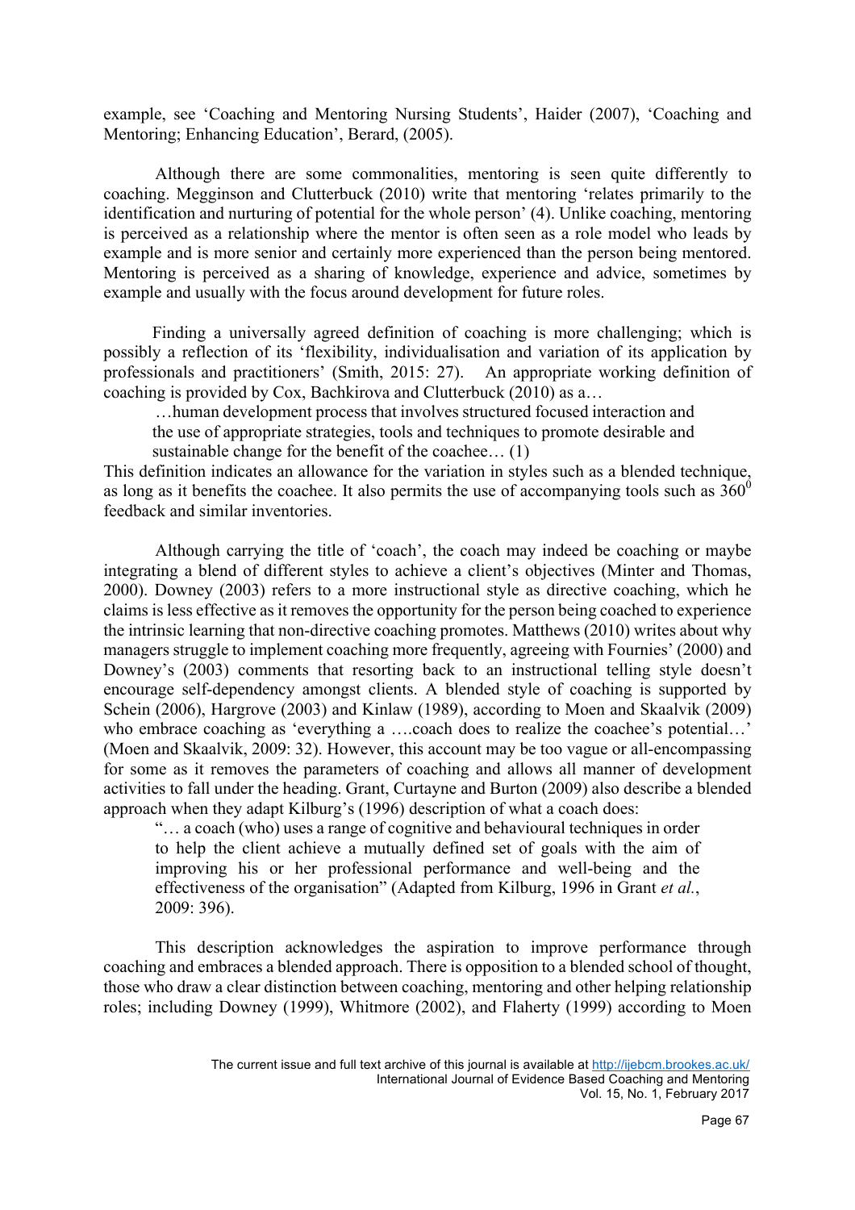example, see 'Coaching and Mentoring Nursing Students', Haider (2007), 'Coaching and Mentoring; Enhancing Education', Berard, (2005).

Although there are some commonalities, mentoring is seen quite differently to coaching. Megginson and Clutterbuck (2010) write that mentoring 'relates primarily to the identification and nurturing of potential for the whole person' (4). Unlike coaching, mentoring is perceived as a relationship where the mentor is often seen as a role model who leads by example and is more senior and certainly more experienced than the person being mentored. Mentoring is perceived as a sharing of knowledge, experience and advice, sometimes by example and usually with the focus around development for future roles.

Finding a universally agreed definition of coaching is more challenging; which is possibly a reflection of its 'flexibility, individualisation and variation of its application by professionals and practitioners' (Smith, 2015: 27). An appropriate working definition of coaching is provided by Cox, Bachkirova and Clutterbuck (2010) as a…

> …human development process that involves structured focused interaction and the use of appropriate strategies, tools and techniques to promote desirable and sustainable change for the benefit of the coachee… (1)

This definition indicates an allowance for the variation in styles such as a blended technique, as long as it benefits the coachee. It also permits the use of accompanying tools such as $360^0$ feedback and similar inventories.

Although carrying the title of 'coach', the coach may indeed be coaching or maybe integrating a blend of different styles to achieve a client's objectives (Minter and Thomas, 2000). Downey (2003) refers to a more instructional style as directive coaching, which he claims is less effective as it removes the opportunity for the person being coached to experience the intrinsic learning that non-directive coaching promotes. Matthews (2010) writes about why managers struggle to implement coaching more frequently, agreeing with Fournies' (2000) and Downey's (2003) comments that resorting back to an instructional telling style doesn't encourage self-dependency amongst clients. A blended style of coaching is supported by Schein (2006), Hargrove (2003) and Kinlaw (1989), according to Moen and Skaalvik (2009) who embrace coaching as 'everything a ….coach does to realize the coachee's potential…' (Moen and Skaalvik, 2009: 32). However, this account may be too vague or all-encompassing for some as it removes the parameters of coaching and allows all manner of development activities to fall under the heading. Grant, Curtayne and Burton (2009) also describe a blended approach when they adapt Kilburg's (1996) description of what a coach does:

> "… a coach (who) uses a range of cognitive and behavioural techniques in order to help the client achieve a mutually defined set of goals with the aim of improving his or her professional performance and well-being and the effectiveness of the organisation" (Adapted from Kilburg, 1996 in Grant *et al.*, 2009: 396).

This description acknowledges the aspiration to improve performance through coaching and embraces a blended approach. There is opposition to a blended school of thought, those who draw a clear distinction between coaching, mentoring and other helping relationship roles; including Downey (1999), Whitmore (2002), and Flaherty (1999) according to Moen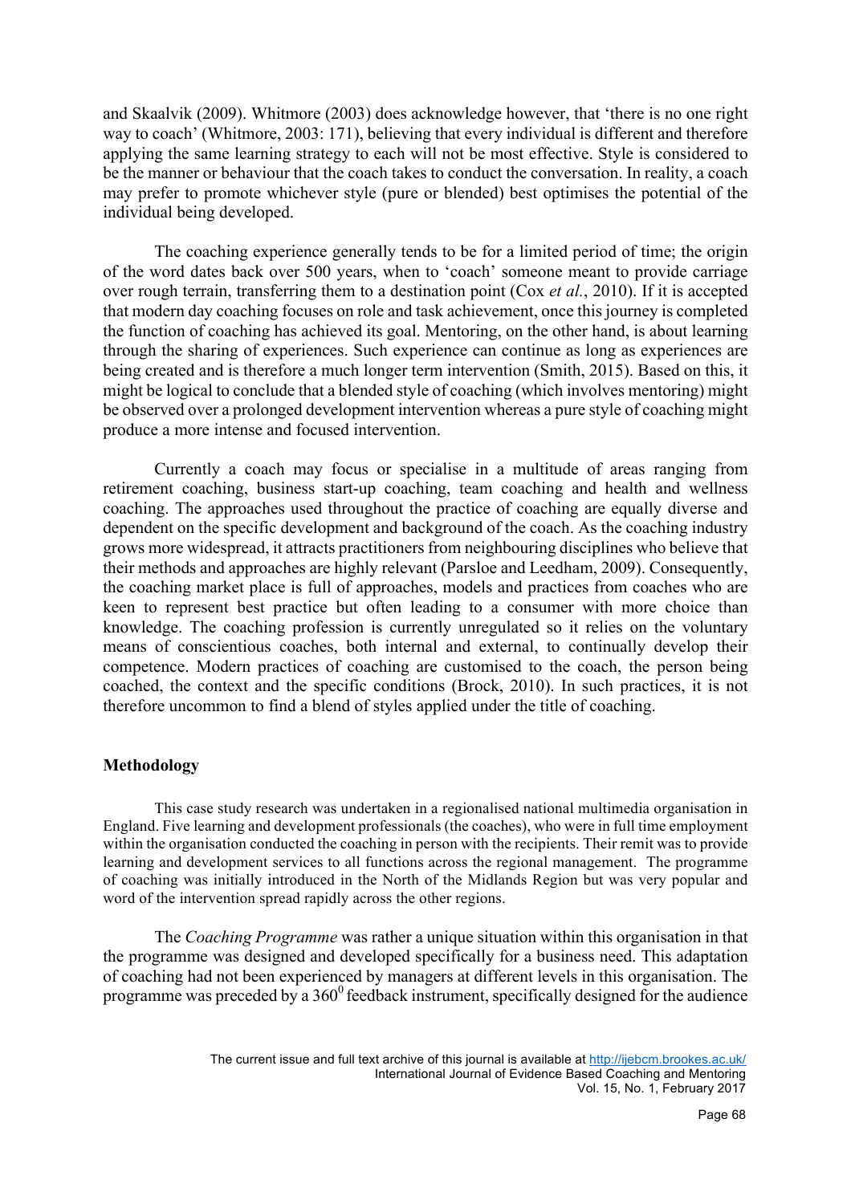and Skaalvik (2009). Whitmore (2003) does acknowledge however, that 'there is no one right way to coach' (Whitmore, 2003: 171), believing that every individual is different and therefore applying the same learning strategy to each will not be most effective. Style is considered to be the manner or behaviour that the coach takes to conduct the conversation. In reality, a coach may prefer to promote whichever style (pure or blended) best optimises the potential of the individual being developed.

The coaching experience generally tends to be for a limited period of time; the origin of the word dates back over 500 years, when to 'coach' someone meant to provide carriage over rough terrain, transferring them to a destination point (Cox *et al.*, 2010). If it is accepted that modern day coaching focuses on role and task achievement, once this journey is completed the function of coaching has achieved its goal. Mentoring, on the other hand, is about learning through the sharing of experiences. Such experience can continue as long as experiences are being created and is therefore a much longer term intervention (Smith, 2015). Based on this, it might be logical to conclude that a blended style of coaching (which involves mentoring) might be observed over a prolonged development intervention whereas a pure style of coaching might produce a more intense and focused intervention.

Currently a coach may focus or specialise in a multitude of areas ranging from retirement coaching, business start-up coaching, team coaching and health and wellness coaching. The approaches used throughout the practice of coaching are equally diverse and dependent on the specific development and background of the coach. As the coaching industry grows more widespread, it attracts practitioners from neighbouring disciplines who believe that their methods and approaches are highly relevant (Parsloe and Leedham, 2009). Consequently, the coaching market place is full of approaches, models and practices from coaches who are keen to represent best practice but often leading to a consumer with more choice than knowledge. The coaching profession is currently unregulated so it relies on the voluntary means of conscientious coaches, both internal and external, to continually develop their competence. Modern practices of coaching are customised to the coach, the person being coached, the context and the specific conditions (Brock, 2010). In such practices, it is not therefore uncommon to find a blend of styles applied under the title of coaching.

## Methodology

This case study research was undertaken in a regionalised national multimedia organisation in England. Five learning and development professionals (the coaches), who were in full time employment within the organisation conducted the coaching in person with the recipients. Their remit was to provide learning and development services to all functions across the regional management. The programme of coaching was initially introduced in the North of the Midlands Region but was very popular and word of the intervention spread rapidly across the other regions.

The *Coaching Programme* was rather a unique situation within this organisation in that the programme was designed and developed specifically for a business need. This adaptation of coaching had not been experienced by managers at different levels in this organisation. The programme was preceded by a $360^0$ feedback instrument, specifically designed for the audience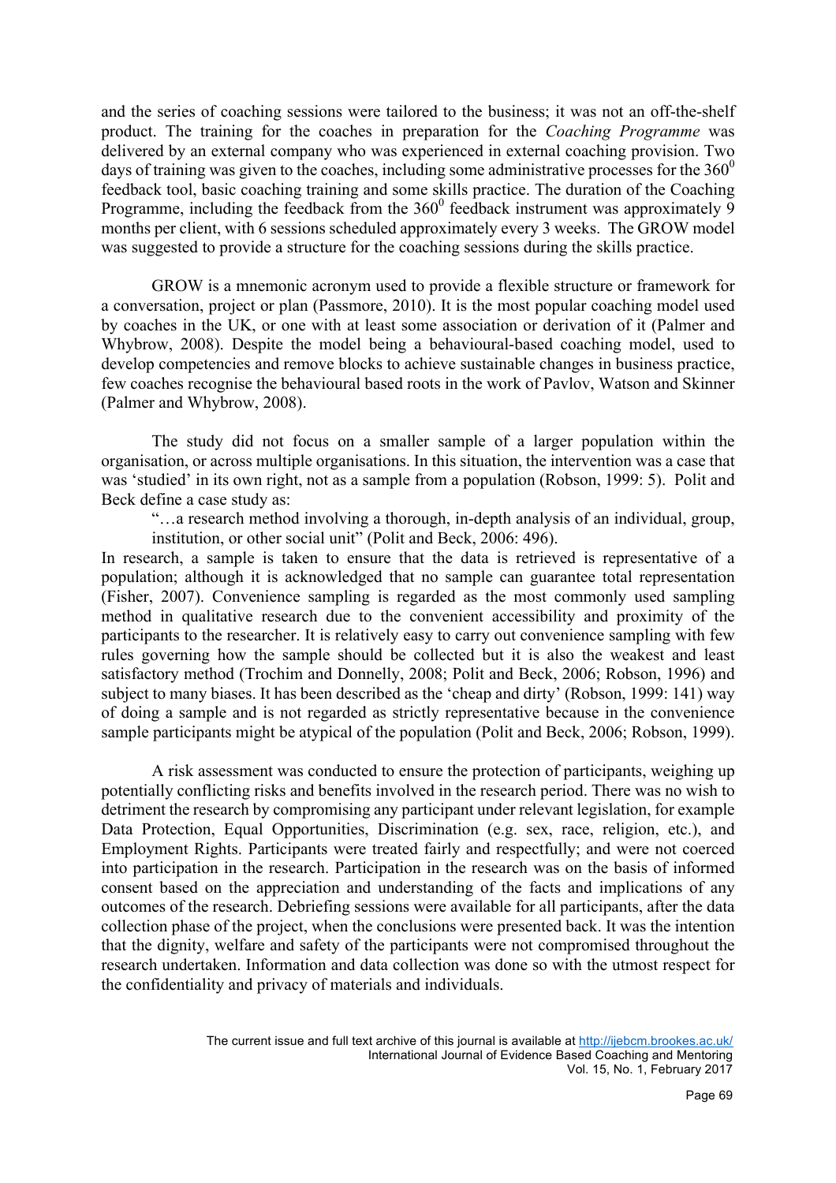and the series of coaching sessions were tailored to the business; it was not an off-the-shelf product. The training for the coaches in preparation for the *Coaching Programme* was delivered by an external company who was experienced in external coaching provision. Two days of training was given to the coaches, including some administrative processes for the $360^0$ feedback tool, basic coaching training and some skills practice. The duration of the Coaching Programme, including the feedback from the $360^0$ feedback instrument was approximately 9 months per client, with 6 sessions scheduled approximately every 3 weeks. The GROW model was suggested to provide a structure for the coaching sessions during the skills practice.

GROW is a mnemonic acronym used to provide a flexible structure or framework for a conversation, project or plan (Passmore, 2010). It is the most popular coaching model used by coaches in the UK, or one with at least some association or derivation of it (Palmer and Whybrow, 2008). Despite the model being a behavioural-based coaching model, used to develop competencies and remove blocks to achieve sustainable changes in business practice, few coaches recognise the behavioural based roots in the work of Pavlov, Watson and Skinner (Palmer and Whybrow, 2008).

The study did not focus on a smaller sample of a larger population within the organisation, or across multiple organisations. In this situation, the intervention was a case that was 'studied' in its own right, not as a sample from a population (Robson, 1999: 5). Polit and Beck define a case study as:

> "…a research method involving a thorough, in-depth analysis of an individual, group, institution, or other social unit" (Polit and Beck, 2006: 496).

In research, a sample is taken to ensure that the data is retrieved is representative of a population; although it is acknowledged that no sample can guarantee total representation (Fisher, 2007). Convenience sampling is regarded as the most commonly used sampling method in qualitative research due to the convenient accessibility and proximity of the participants to the researcher. It is relatively easy to carry out convenience sampling with few rules governing how the sample should be collected but it is also the weakest and least satisfactory method (Trochim and Donnelly, 2008; Polit and Beck, 2006; Robson, 1996) and subject to many biases. It has been described as the 'cheap and dirty' (Robson, 1999: 141) way of doing a sample and is not regarded as strictly representative because in the convenience sample participants might be atypical of the population (Polit and Beck, 2006; Robson, 1999).

A risk assessment was conducted to ensure the protection of participants, weighing up potentially conflicting risks and benefits involved in the research period. There was no wish to detriment the research by compromising any participant under relevant legislation, for example Data Protection, Equal Opportunities, Discrimination (e.g. sex, race, religion, etc.), and Employment Rights. Participants were treated fairly and respectfully; and were not coerced into participation in the research. Participation in the research was on the basis of informed consent based on the appreciation and understanding of the facts and implications of any outcomes of the research. Debriefing sessions were available for all participants, after the data collection phase of the project, when the conclusions were presented back. It was the intention that the dignity, welfare and safety of the participants were not compromised throughout the research undertaken. Information and data collection was done so with the utmost respect for the confidentiality and privacy of materials and individuals.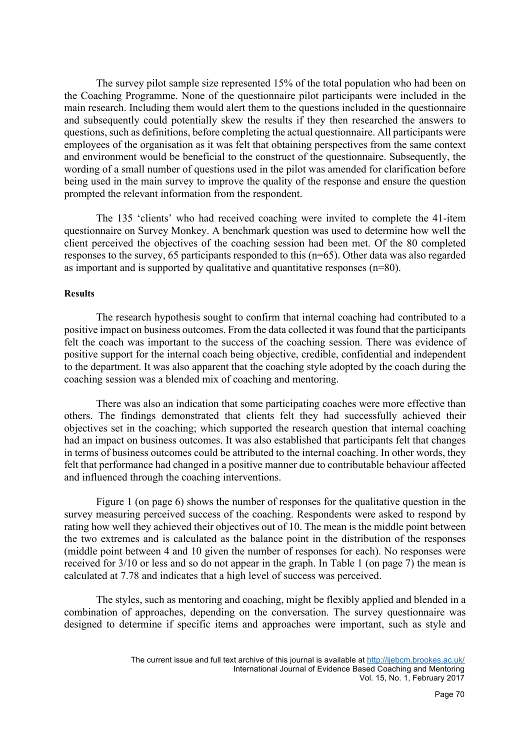The survey pilot sample size represented 15% of the total population who had been on the Coaching Programme. None of the questionnaire pilot participants were included in the main research. Including them would alert them to the questions included in the questionnaire and subsequently could potentially skew the results if they then researched the answers to questions, such as definitions, before completing the actual questionnaire. All participants were employees of the organisation as it was felt that obtaining perspectives from the same context and environment would be beneficial to the construct of the questionnaire. Subsequently, the wording of a small number of questions used in the pilot was amended for clarification before being used in the main survey to improve the quality of the response and ensure the question prompted the relevant information from the respondent.

The 135 'clients' who had received coaching were invited to complete the 41-item questionnaire on Survey Monkey. A benchmark question was used to determine how well the client perceived the objectives of the coaching session had been met. Of the 80 completed responses to the survey, 65 participants responded to this (n=65). Other data was also regarded as important and is supported by qualitative and quantitative responses (n=80).

**Results**

The research hypothesis sought to confirm that internal coaching had contributed to a positive impact on business outcomes. From the data collected it was found that the participants felt the coach was important to the success of the coaching session. There was evidence of positive support for the internal coach being objective, credible, confidential and independent to the department. It was also apparent that the coaching style adopted by the coach during the coaching session was a blended mix of coaching and mentoring.

There was also an indication that some participating coaches were more effective than others. The findings demonstrated that clients felt they had successfully achieved their objectives set in the coaching; which supported the research question that internal coaching had an impact on business outcomes. It was also established that participants felt that changes in terms of business outcomes could be attributed to the internal coaching. In other words, they felt that performance had changed in a positive manner due to contributable behaviour affected and influenced through the coaching interventions.

Figure 1 (on page 6) shows the number of responses for the qualitative question in the survey measuring perceived success of the coaching. Respondents were asked to respond by rating how well they achieved their objectives out of 10. The mean is the middle point between the two extremes and is calculated as the balance point in the distribution of the responses (middle point between 4 and 10 given the number of responses for each). No responses were received for 3/10 or less and so do not appear in the graph. In Table 1 (on page 7) the mean is calculated at 7.78 and indicates that a high level of success was perceived.

The styles, such as mentoring and coaching, might be flexibly applied and blended in a combination of approaches, depending on the conversation. The survey questionnaire was designed to determine if specific items and approaches were important, such as style and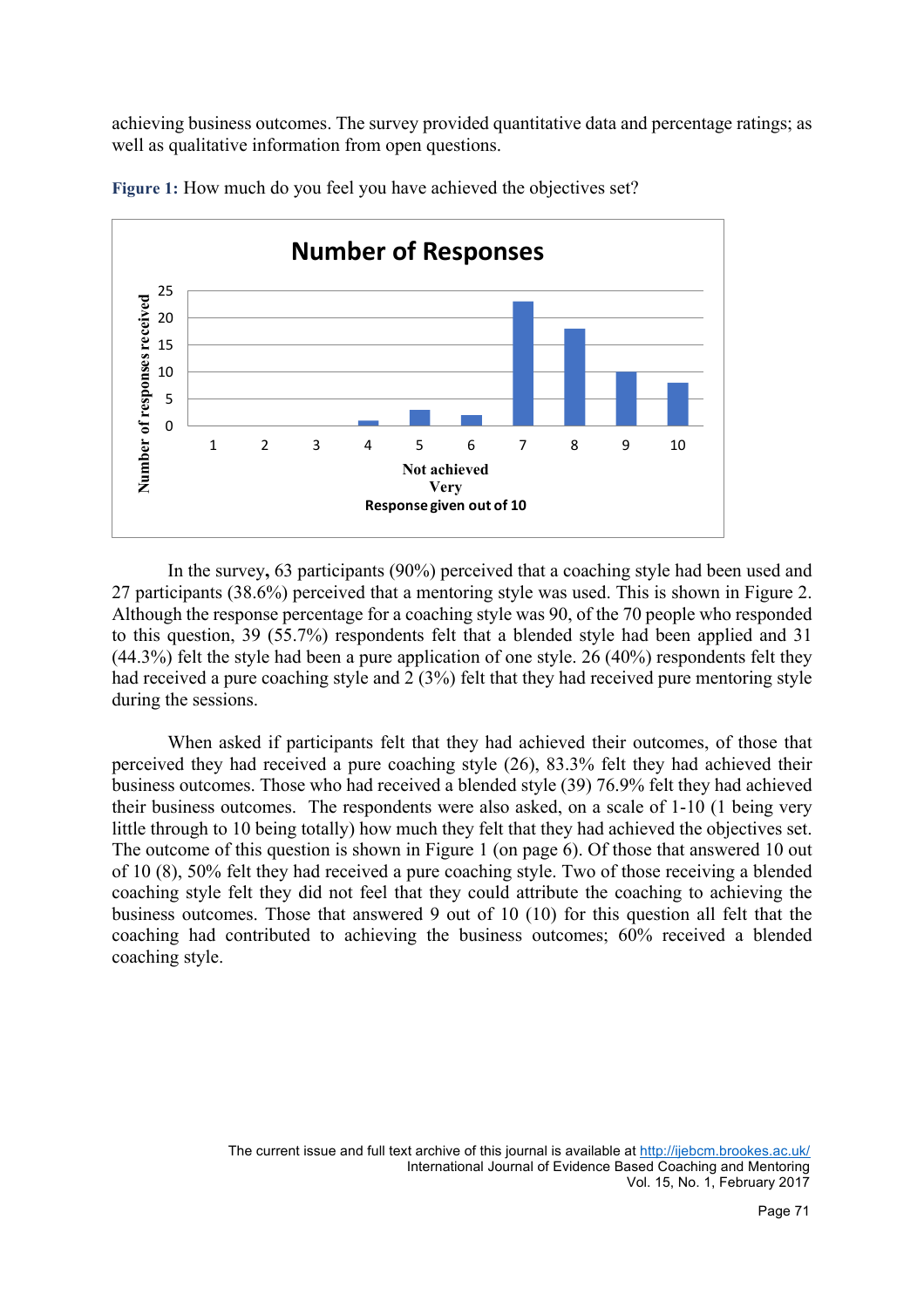achieving business outcomes. The survey provided quantitative data and percentage ratings; as well as qualitative information from open questions.

**Figure 1:** How much do you feel you have achieved the objectives set?

In the survey**,** 63 participants (90%) perceived that a coaching style had been used and 27 participants (38.6%) perceived that a mentoring style was used. This is shown in Figure 2. Although the response percentage for a coaching style was 90, of the 70 people who responded to this question, 39 (55.7%) respondents felt that a blended style had been applied and 31 (44.3%) felt the style had been a pure application of one style. 26 (40%) respondents felt they had received a pure coaching style and 2 (3%) felt that they had received pure mentoring style during the sessions.

When asked if participants felt that they had achieved their outcomes, of those that perceived they had received a pure coaching style (26), 83.3% felt they had achieved their business outcomes. Those who had received a blended style (39) 76.9% felt they had achieved their business outcomes. The respondents were also asked, on a scale of 1-10 (1 being very little through to 10 being totally) how much they felt that they had achieved the objectives set. The outcome of this question is shown in Figure 1 (on page 6). Of those that answered 10 out of 10 (8), 50% felt they had received a pure coaching style. Two of those receiving a blended coaching style felt they did not feel that they could attribute the coaching to achieving the business outcomes. Those that answered 9 out of 10 (10) for this question all felt that the coaching had contributed to achieving the business outcomes; 60% received a blended coaching style.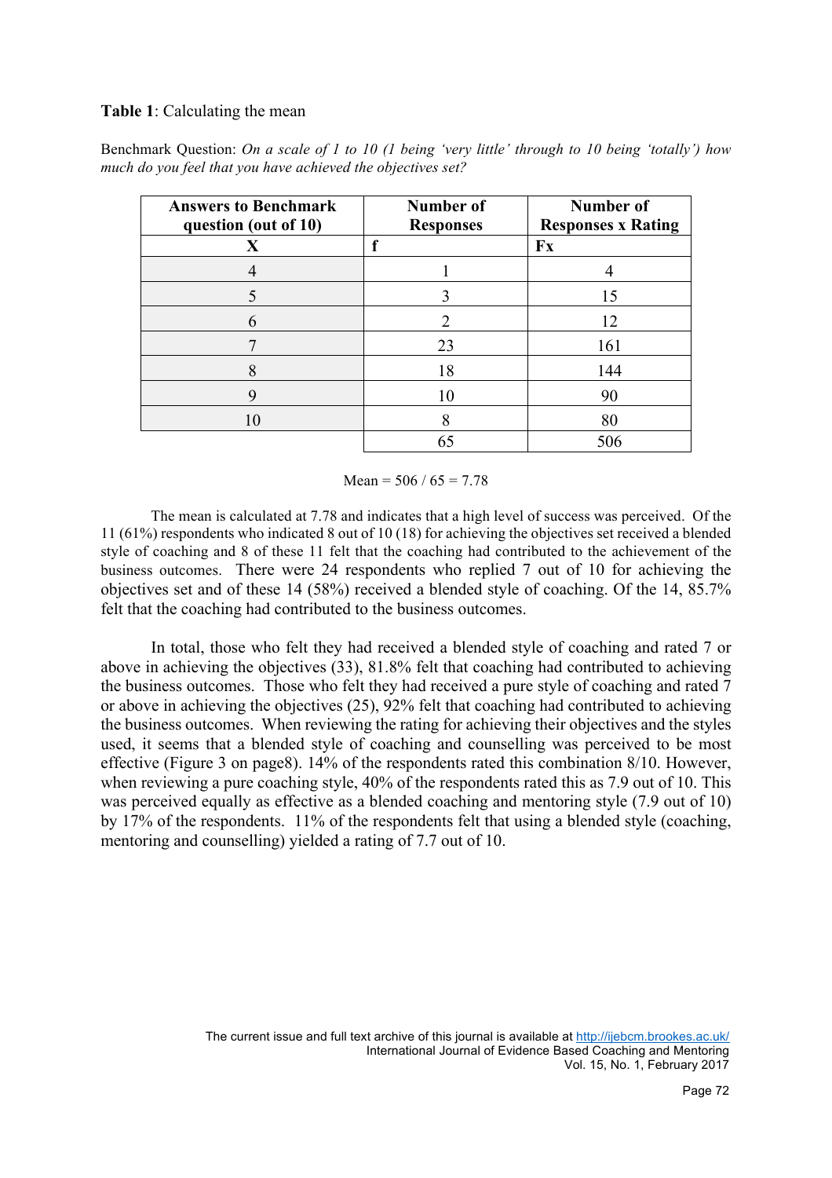**Table 1**: Calculating the mean

Benchmark Question: *On a scale of 1 to 10 (1 being 'very little' through to 10 being 'totally') how much do you feel that you have achieved the objectives set?*

| Answers to Benchmark question (out of 10) | Number of Responses | Number of Responses x Rating |
|---|---|---|
| **X** | **f** | **Fx** |
| 4 | 1 | 4 |
| 5 | 3 | 15 |
| 6 | 2 | 12 |
| 7 | 23 | 161 |
| 8 | 18 | 144 |
| 9 | 10 | 90 |
| 10 | 8 | 80 |
| | 65 | 506 |

Mean = 506 / 65 = 7.78

The mean is calculated at 7.78 and indicates that a high level of success was perceived. Of the 11 (61%) respondents who indicated 8 out of 10 (18) for achieving the objectives set received a blended style of coaching and 8 of these 11 felt that the coaching had contributed to the achievement of the business outcomes. There were 24 respondents who replied 7 out of 10 for achieving the objectives set and of these 14 (58%) received a blended style of coaching. Of the 14, 85.7% felt that the coaching had contributed to the business outcomes.

In total, those who felt they had received a blended style of coaching and rated 7 or above in achieving the objectives (33), 81.8% felt that coaching had contributed to achieving the business outcomes. Those who felt they had received a pure style of coaching and rated 7 or above in achieving the objectives (25), 92% felt that coaching had contributed to achieving the business outcomes. When reviewing the rating for achieving their objectives and the styles used, it seems that a blended style of coaching and counselling was perceived to be most effective (Figure 3 on page8). 14% of the respondents rated this combination 8/10. However, when reviewing a pure coaching style, 40% of the respondents rated this as 7.9 out of 10. This was perceived equally as effective as a blended coaching and mentoring style (7.9 out of 10) by 17% of the respondents. 11% of the respondents felt that using a blended style (coaching, mentoring and counselling) yielded a rating of 7.7 out of 10.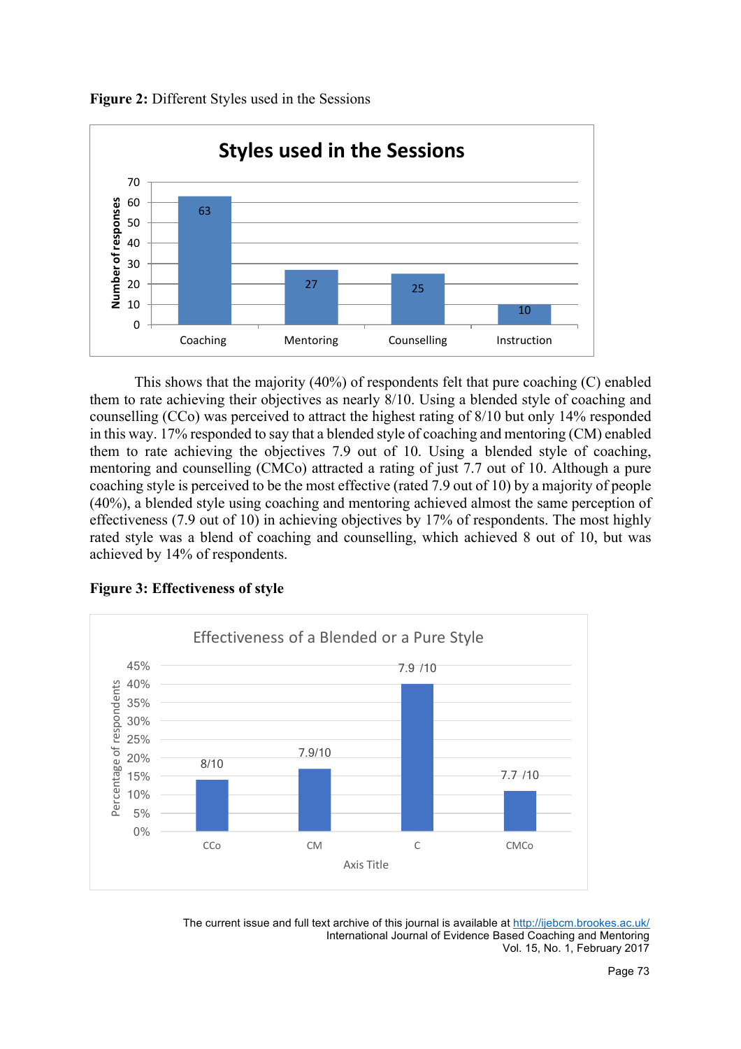**Figure 2:** Different Styles used in the Sessions

**Styles used in the Sessions**

| Style | Number of responses |
|---|---|
| Coaching | 63 |
| Mentoring | 27 |
| Counselling | 25 |
| Instruction | 10 |

This shows that the majority (40%) of respondents felt that pure coaching (C) enabled them to rate achieving their objectives as nearly 8/10. Using a blended style of coaching and counselling (CCo) was perceived to attract the highest rating of 8/10 but only 14% responded in this way. 17% responded to say that a blended style of coaching and mentoring (CM) enabled them to rate achieving the objectives 7.9 out of 10. Using a blended style of coaching, mentoring and counselling (CMCo) attracted a rating of just 7.7 out of 10. Although a pure coaching style is perceived to be the most effective (rated 7.9 out of 10) by a majority of people (40%), a blended style using coaching and mentoring achieved almost the same perception of effectiveness (7.9 out of 10) in achieving objectives by 17% of respondents. The most highly rated style was a blend of coaching and counselling, which achieved 8 out of 10, but was achieved by 14% of respondents.

**Figure 3: Effectiveness of style**

Effectiveness of a Blended or a Pure Style

| Style | Percentage of respondents | Rating |
|---|---|---|
| CCo | 14% | 8/10 |
| CM | 17% | 7.9/10 |
| C | 40% | 7.9 /10 |
| CMCo | 11% | 7.7 /10 |

Axis Title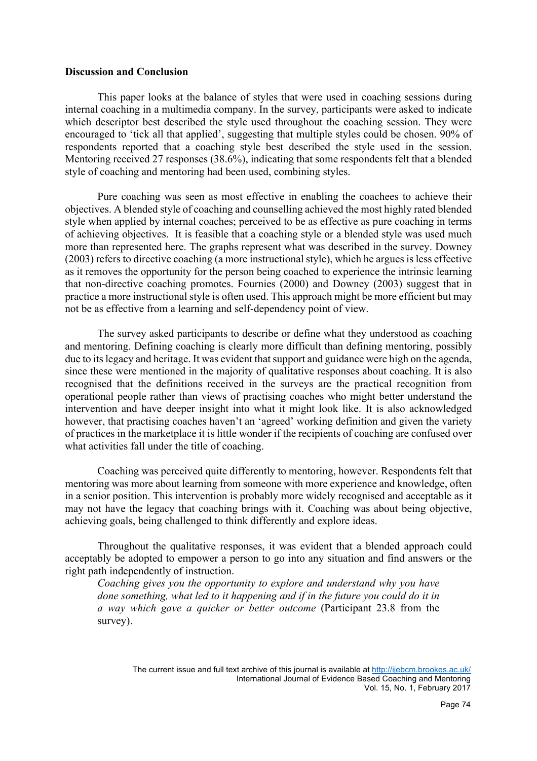### Discussion and Conclusion

This paper looks at the balance of styles that were used in coaching sessions during internal coaching in a multimedia company. In the survey, participants were asked to indicate which descriptor best described the style used throughout the coaching session. They were encouraged to 'tick all that applied', suggesting that multiple styles could be chosen. 90% of respondents reported that a coaching style best described the style used in the session. Mentoring received 27 responses (38.6%), indicating that some respondents felt that a blended style of coaching and mentoring had been used, combining styles.

Pure coaching was seen as most effective in enabling the coachees to achieve their objectives. A blended style of coaching and counselling achieved the most highly rated blended style when applied by internal coaches; perceived to be as effective as pure coaching in terms of achieving objectives. It is feasible that a coaching style or a blended style was used much more than represented here. The graphs represent what was described in the survey. Downey (2003) refers to directive coaching (a more instructional style), which he argues is less effective as it removes the opportunity for the person being coached to experience the intrinsic learning that non-directive coaching promotes. Fournies (2000) and Downey (2003) suggest that in practice a more instructional style is often used. This approach might be more efficient but may not be as effective from a learning and self-dependency point of view.

The survey asked participants to describe or define what they understood as coaching and mentoring. Defining coaching is clearly more difficult than defining mentoring, possibly due to its legacy and heritage. It was evident that support and guidance were high on the agenda, since these were mentioned in the majority of qualitative responses about coaching. It is also recognised that the definitions received in the surveys are the practical recognition from operational people rather than views of practising coaches who might better understand the intervention and have deeper insight into what it might look like. It is also acknowledged however, that practising coaches haven't an 'agreed' working definition and given the variety of practices in the marketplace it is little wonder if the recipients of coaching are confused over what activities fall under the title of coaching.

Coaching was perceived quite differently to mentoring, however. Respondents felt that mentoring was more about learning from someone with more experience and knowledge, often in a senior position. This intervention is probably more widely recognised and acceptable as it may not have the legacy that coaching brings with it. Coaching was about being objective, achieving goals, being challenged to think differently and explore ideas.

Throughout the qualitative responses, it was evident that a blended approach could acceptably be adopted to empower a person to go into any situation and find answers or the right path independently of instruction.

> *Coaching gives you the opportunity to explore and understand why you have done something, what led to it happening and if in the future you could do it in a way which gave a quicker or better outcome* (Participant 23.8 from the survey).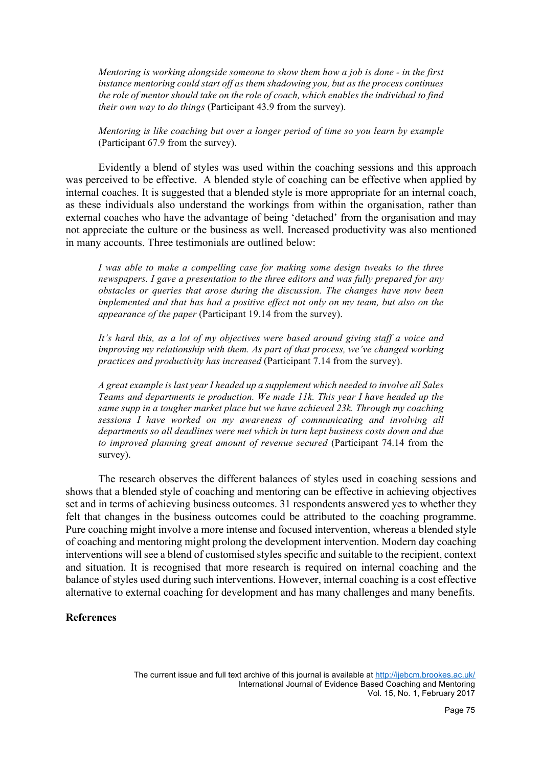> *Mentoring is working alongside someone to show them how a job is done - in the first instance mentoring could start off as them shadowing you, but as the process continues the role of mentor should take on the role of coach, which enables the individual to find their own way to do things* (Participant 43.9 from the survey).

> *Mentoring is like coaching but over a longer period of time so you learn by example* (Participant 67.9 from the survey).

Evidently a blend of styles was used within the coaching sessions and this approach was perceived to be effective. A blended style of coaching can be effective when applied by internal coaches. It is suggested that a blended style is more appropriate for an internal coach, as these individuals also understand the workings from within the organisation, rather than external coaches who have the advantage of being 'detached' from the organisation and may not appreciate the culture or the business as well. Increased productivity was also mentioned in many accounts. Three testimonials are outlined below:

> *I was able to make a compelling case for making some design tweaks to the three newspapers. I gave a presentation to the three editors and was fully prepared for any obstacles or queries that arose during the discussion. The changes have now been implemented and that has had a positive effect not only on my team, but also on the appearance of the paper* (Participant 19.14 from the survey).

> *It's hard this, as a lot of my objectives were based around giving staff a voice and improving my relationship with them. As part of that process, we've changed working practices and productivity has increased* (Participant 7.14 from the survey).

> *A great example is last year I headed up a supplement which needed to involve all Sales Teams and departments ie production. We made 11k. This year I have headed up the same supp in a tougher market place but we have achieved 23k. Through my coaching sessions I have worked on my awareness of communicating and involving all departments so all deadlines were met which in turn kept business costs down and due to improved planning great amount of revenue secured* (Participant 74.14 from the survey).

The research observes the different balances of styles used in coaching sessions and shows that a blended style of coaching and mentoring can be effective in achieving objectives set and in terms of achieving business outcomes. 31 respondents answered yes to whether they felt that changes in the business outcomes could be attributed to the coaching programme. Pure coaching might involve a more intense and focused intervention, whereas a blended style of coaching and mentoring might prolong the development intervention. Modern day coaching interventions will see a blend of customised styles specific and suitable to the recipient, context and situation. It is recognised that more research is required on internal coaching and the balance of styles used during such interventions. However, internal coaching is a cost effective alternative to external coaching for development and has many challenges and many benefits.

**References**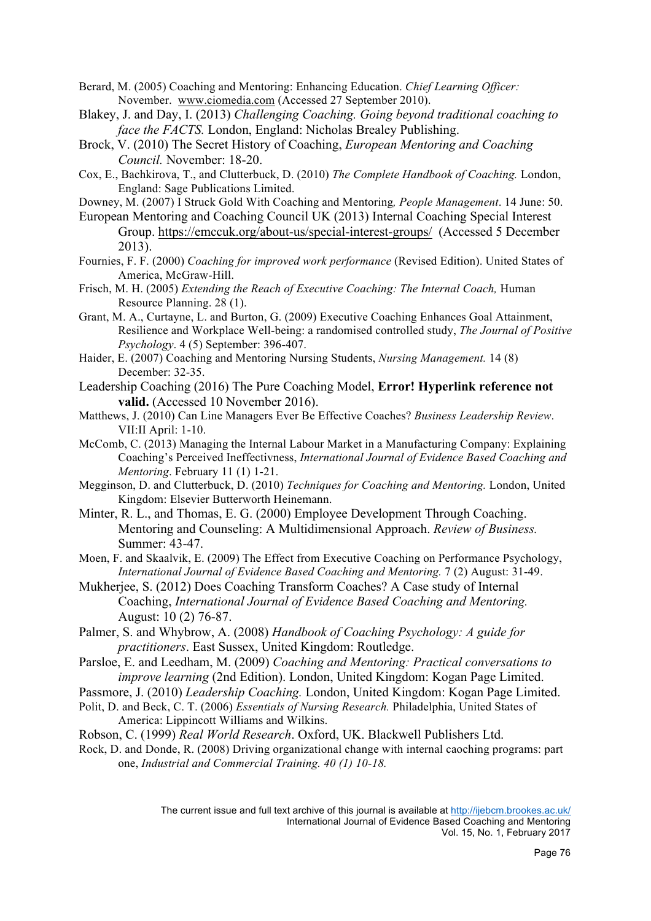Berard, M. (2005) Coaching and Mentoring: Enhancing Education. *Chief Learning Officer:* November. www.ciomedia.com (Accessed 27 September 2010).

Blakey, J. and Day, I. (2013) *Challenging Coaching. Going beyond traditional coaching to face the FACTS.* London, England: Nicholas Brealey Publishing.

Brock, V. (2010) The Secret History of Coaching, *European Mentoring and Coaching Council.* November: 18-20.

Cox, E., Bachkirova, T., and Clutterbuck, D. (2010) *The Complete Handbook of Coaching.* London, England: Sage Publications Limited.

Downey, M. (2007) I Struck Gold With Coaching and Mentoring*, People Management*. 14 June: 50.

European Mentoring and Coaching Council UK (2013) Internal Coaching Special Interest Group. https://emccuk.org/about-us/special-interest-groups/ (Accessed 5 December 2013).

Fournies, F. F. (2000) *Coaching for improved work performance* (Revised Edition). United States of America, McGraw-Hill.

Frisch, M. H. (2005) *Extending the Reach of Executive Coaching: The Internal Coach,* Human Resource Planning. 28 (1).

Grant, M. A., Curtayne, L. and Burton, G. (2009) Executive Coaching Enhances Goal Attainment, Resilience and Workplace Well-being: a randomised controlled study, *The Journal of Positive Psychology*. 4 (5) September: 396-407.

Haider, E. (2007) Coaching and Mentoring Nursing Students, *Nursing Management.* 14 (8) December: 32-35.

Leadership Coaching (2016) The Pure Coaching Model, **Error! Hyperlink reference not valid.** (Accessed 10 November 2016).

Matthews, J. (2010) Can Line Managers Ever Be Effective Coaches? *Business Leadership Review*. VII:II April: 1-10.

McComb, C. (2013) Managing the Internal Labour Market in a Manufacturing Company: Explaining Coaching's Perceived Ineffectivness, *International Journal of Evidence Based Coaching and Mentoring*. February 11 (1) 1-21.

Megginson, D. and Clutterbuck, D. (2010) *Techniques for Coaching and Mentoring.* London, United Kingdom: Elsevier Butterworth Heinemann.

Minter, R. L., and Thomas, E. G. (2000) Employee Development Through Coaching. Mentoring and Counseling: A Multidimensional Approach. *Review of Business.* Summer: 43-47.

Moen, F. and Skaalvik, E. (2009) The Effect from Executive Coaching on Performance Psychology, *International Journal of Evidence Based Coaching and Mentoring.* 7 (2) August: 31-49.

Mukherjee, S. (2012) Does Coaching Transform Coaches? A Case study of Internal Coaching, *International Journal of Evidence Based Coaching and Mentoring.* August: 10 (2) 76-87.

Palmer, S. and Whybrow, A. (2008) *Handbook of Coaching Psychology: A guide for practitioners*. East Sussex, United Kingdom: Routledge.

Parsloe, E. and Leedham, M. (2009) *Coaching and Mentoring: Practical conversations to improve learning* (2nd Edition). London, United Kingdom: Kogan Page Limited.

Passmore, J. (2010) *Leadership Coaching.* London, United Kingdom: Kogan Page Limited.

Polit, D. and Beck, C. T. (2006) *Essentials of Nursing Research.* Philadelphia, United States of America: Lippincott Williams and Wilkins.

Robson, C. (1999) *Real World Research*. Oxford, UK. Blackwell Publishers Ltd.

Rock, D. and Donde, R. (2008) Driving organizational change with internal caoching programs: part one, *Industrial and Commercial Training. 40 (1) 10-18.*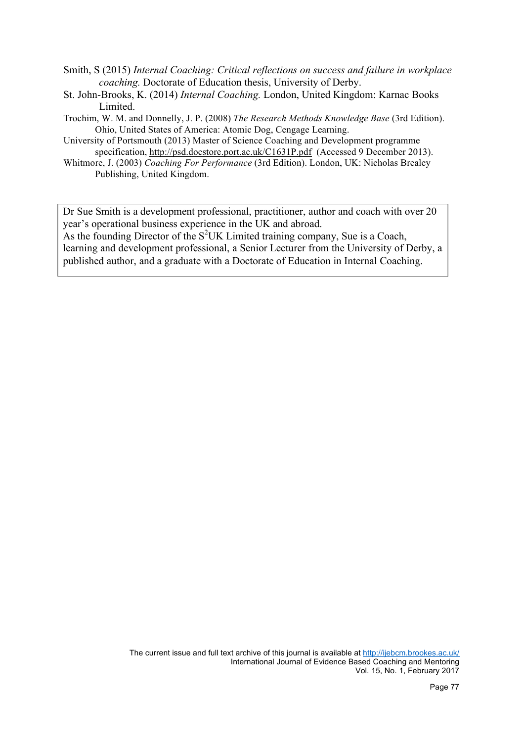Smith, S (2015) *Internal Coaching: Critical reflections on success and failure in workplace coaching.* Doctorate of Education thesis, University of Derby.

St. John-Brooks, K. (2014) *Internal Coaching.* London, United Kingdom: Karnac Books Limited.

Trochim, W. M. and Donnelly, J. P. (2008) *The Research Methods Knowledge Base* (3rd Edition). Ohio, United States of America: Atomic Dog, Cengage Learning.

University of Portsmouth (2013) Master of Science Coaching and Development programme specification, http://psd.docstore.port.ac.uk/C1631P.pdf (Accessed 9 December 2013).

Whitmore, J. (2003) *Coaching For Performance* (3rd Edition). London, UK: Nicholas Brealey Publishing, United Kingdom.

Dr Sue Smith is a development professional, practitioner, author and coach with over 20 year's operational business experience in the UK and abroad.
As the founding Director of the $S^2$UK Limited training company, Sue is a Coach, learning and development professional, a Senior Lecturer from the University of Derby, a published author, and a graduate with a Doctorate of Education in Internal Coaching.